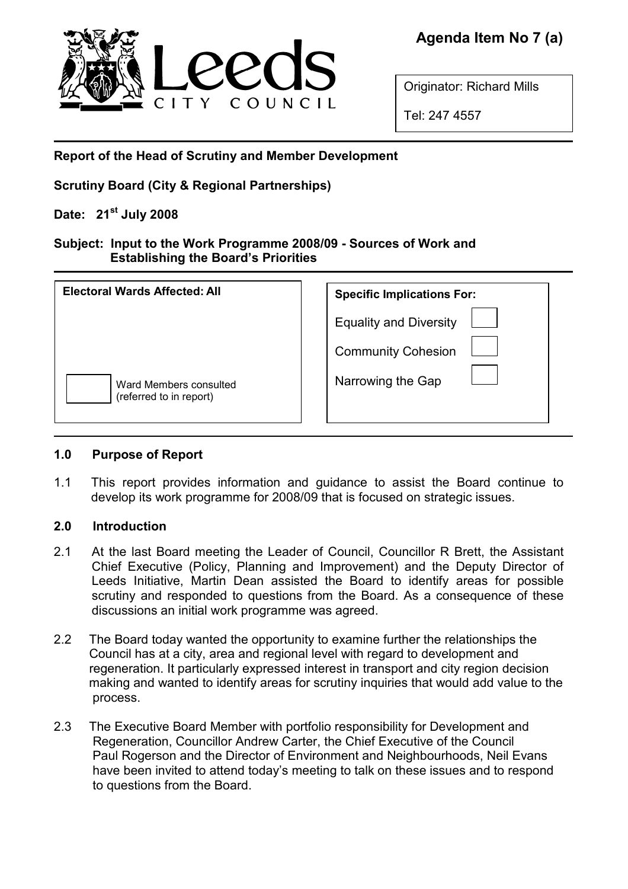**Agenda Item No 7 (a)**

Originator: Richard Mills

Tel: 247 4557

**Report of the Head of Scrutiny and Member Development**

**Scrutiny Board (City & Regional Partnerships)**

**Date: 21st July 2008**

**Subject: Input to the Work Programme 2008/09 - Sources of Work and Establishing the Board's Priorities**

| **Electoral Wards Affected: All** | **Specific Implications For:** |
|---|---|
| | Equality and Diversity ☐ |
| | Community Cohesion ☐ |
| ☐ Ward Members consulted (referred to in report) | Narrowing the Gap ☐ |

## 1.0 Purpose of Report

1.1 This report provides information and guidance to assist the Board continue to develop its work programme for 2008/09 that is focused on strategic issues.

## 2.0 Introduction

2.1 At the last Board meeting the Leader of Council, Councillor R Brett, the Assistant Chief Executive (Policy, Planning and Improvement) and the Deputy Director of Leeds Initiative, Martin Dean assisted the Board to identify areas for possible scrutiny and responded to questions from the Board. As a consequence of these discussions an initial work programme was agreed.

2.2 The Board today wanted the opportunity to examine further the relationships the Council has at a city, area and regional level with regard to development and regeneration. It particularly expressed interest in transport and city region decision making and wanted to identify areas for scrutiny inquiries that would add value to the process.

2.3 The Executive Board Member with portfolio responsibility for Development and Regeneration, Councillor Andrew Carter, the Chief Executive of the Council Paul Rogerson and the Director of Environment and Neighbourhoods, Neil Evans have been invited to attend today's meeting to talk on these issues and to respond to questions from the Board.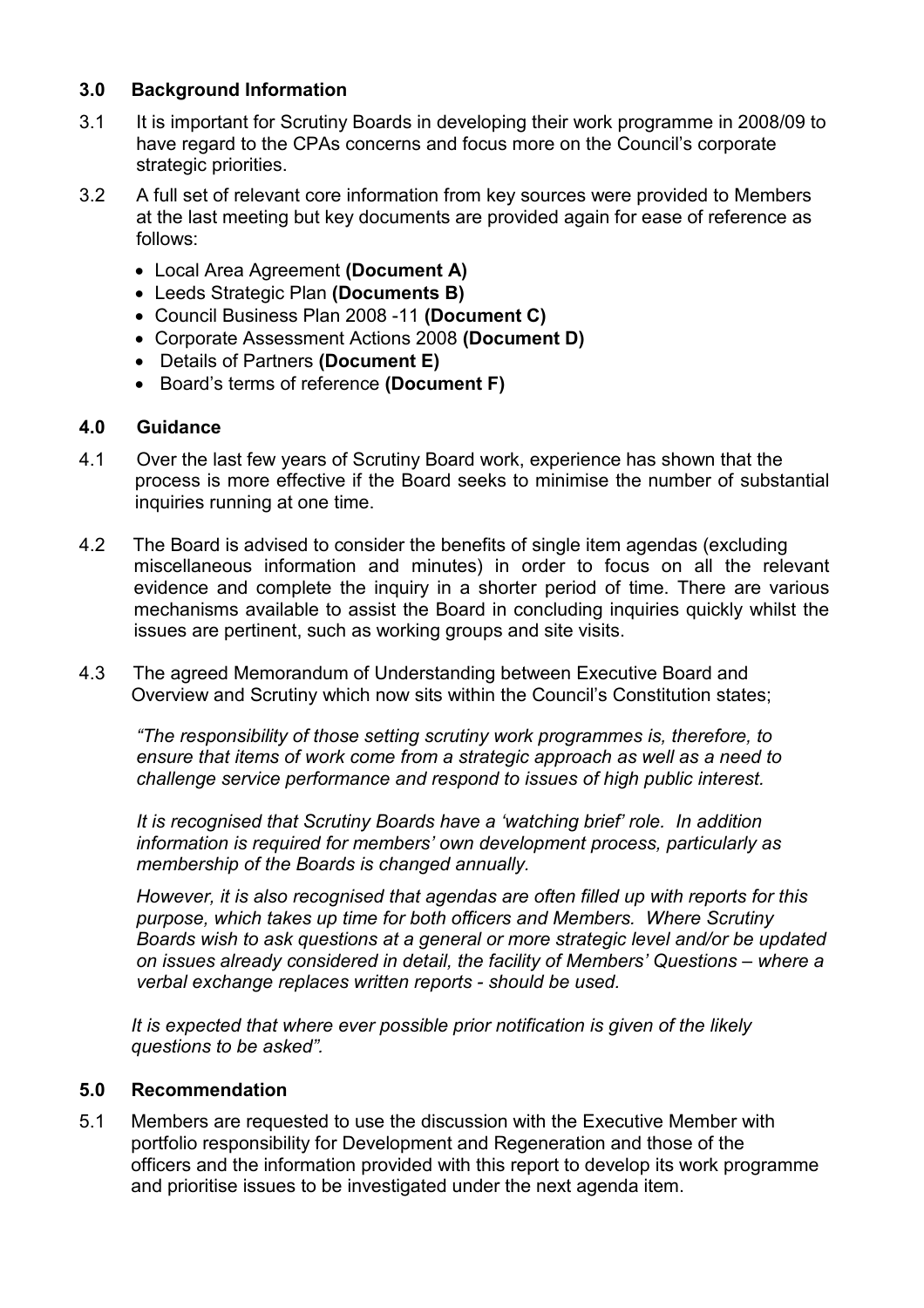## 3.0 Background Information

3.1 It is important for Scrutiny Boards in developing their work programme in 2008/09 to have regard to the CPAs concerns and focus more on the Council's corporate strategic priorities.

3.2 A full set of relevant core information from key sources were provided to Members at the last meeting but key documents are provided again for ease of reference as follows:

- Local Area Agreement **(Document A)**
- Leeds Strategic Plan **(Documents B)**
- Council Business Plan 2008 -11 **(Document C)**
- Corporate Assessment Actions 2008 **(Document D)**
- Details of Partners **(Document E)**
- Board's terms of reference **(Document F)**

## 4.0 Guidance

4.1 Over the last few years of Scrutiny Board work, experience has shown that the process is more effective if the Board seeks to minimise the number of substantial inquiries running at one time.

4.2 The Board is advised to consider the benefits of single item agendas (excluding miscellaneous information and minutes) in order to focus on all the relevant evidence and complete the inquiry in a shorter period of time. There are various mechanisms available to assist the Board in concluding inquiries quickly whilst the issues are pertinent, such as working groups and site visits.

4.3 The agreed Memorandum of Understanding between Executive Board and Overview and Scrutiny which now sits within the Council's Constitution states;

*"The responsibility of those setting scrutiny work programmes is, therefore, to ensure that items of work come from a strategic approach as well as a need to challenge service performance and respond to issues of high public interest.*

*It is recognised that Scrutiny Boards have a 'watching brief' role. In addition information is required for members' own development process, particularly as membership of the Boards is changed annually.*

*However, it is also recognised that agendas are often filled up with reports for this purpose, which takes up time for both officers and Members. Where Scrutiny Boards wish to ask questions at a general or more strategic level and/or be updated on issues already considered in detail, the facility of Members' Questions – where a verbal exchange replaces written reports - should be used.*

*It is expected that where ever possible prior notification is given of the likely questions to be asked".*

## 5.0 Recommendation

5.1 Members are requested to use the discussion with the Executive Member with portfolio responsibility for Development and Regeneration and those of the officers and the information provided with this report to develop its work programme and prioritise issues to be investigated under the next agenda item.